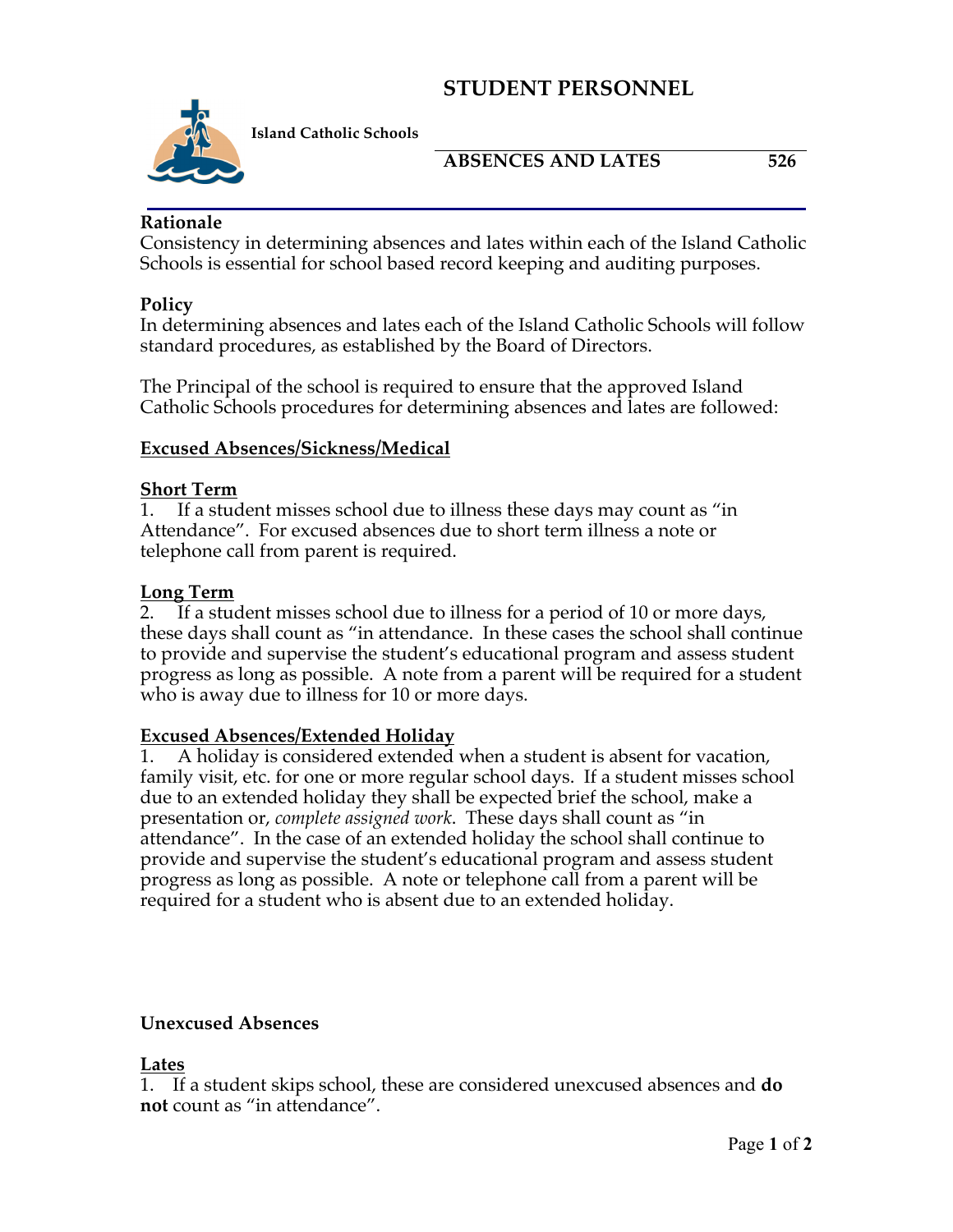# STUDENT PERSONNEL

**Island Catholic Schools**

## ABSENCES AND LATES 526

**Rationale**
Consistency in determining absences and lates within each of the Island Catholic Schools is essential for school based record keeping and auditing purposes.

**Policy**
In determining absences and lates each of the Island Catholic Schools will follow standard procedures, as established by the Board of Directors.

The Principal of the school is required to ensure that the approved Island Catholic Schools procedures for determining absences and lates are followed:

**<u>Excused Absences/Sickness/Medical</u>**

**<u>Short Term</u>**
1. If a student misses school due to illness these days may count as "in Attendance". For excused absences due to short term illness a note or telephone call from parent is required.

**<u>Long Term</u>**
2. If a student misses school due to illness for a period of 10 or more days, these days shall count as "in attendance. In these cases the school shall continue to provide and supervise the student's educational program and assess student progress as long as possible. A note from a parent will be required for a student who is away due to illness for 10 or more days.

**<u>Excused Absences/Extended Holiday</u>**
1. A holiday is considered extended when a student is absent for vacation, family visit, etc. for one or more regular school days. If a student misses school due to an extended holiday they shall be expected brief the school, make a presentation or, *complete assigned work*. These days shall count as "in attendance". In the case of an extended holiday the school shall continue to provide and supervise the student's educational program and assess student progress as long as possible. A note or telephone call from a parent will be required for a student who is absent due to an extended holiday.

**Unexcused Absences**

**<u>Lates</u>**
1. If a student skips school, these are considered unexcused absences and **do not** count as "in attendance".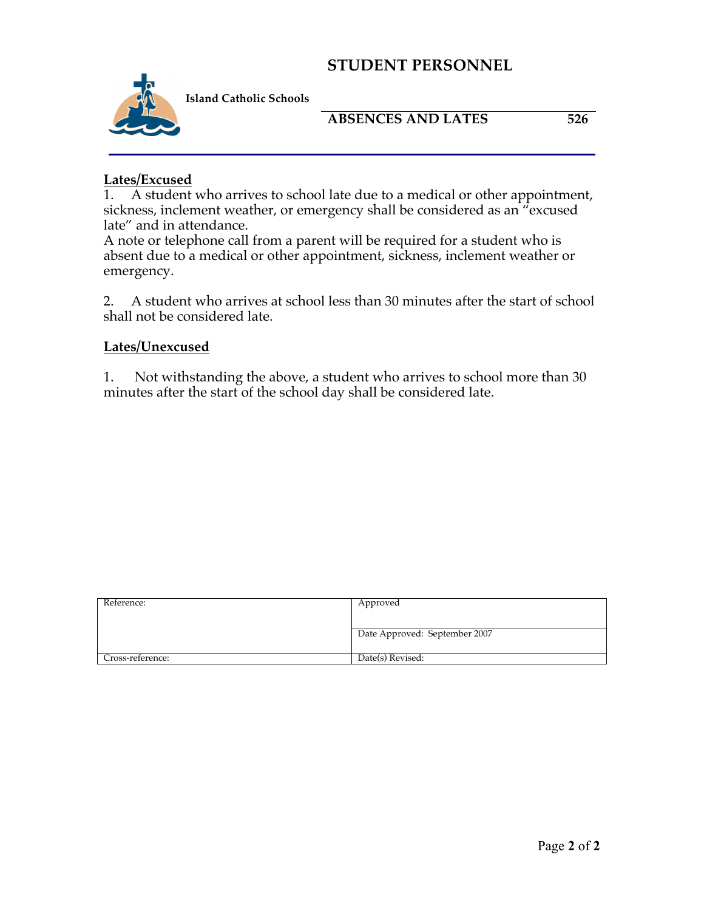# STUDENT PERSONNEL

**Island Catholic Schools**

## ABSENCES AND LATES 526

**Lates/Excused**

1. A student who arrives to school late due to a medical or other appointment, sickness, inclement weather, or emergency shall be considered as an "excused late" and in attendance.

A note or telephone call from a parent will be required for a student who is absent due to a medical or other appointment, sickness, inclement weather or emergency.

2. A student who arrives at school less than 30 minutes after the start of school shall not be considered late.

**Lates/Unexcused**

1. Not withstanding the above, a student who arrives to school more than 30 minutes after the start of the school day shall be considered late.

| | |
|---|---|
| Reference: | Approved |
| | Date Approved: September 2007 |
| Cross-reference: | Date(s) Revised: |